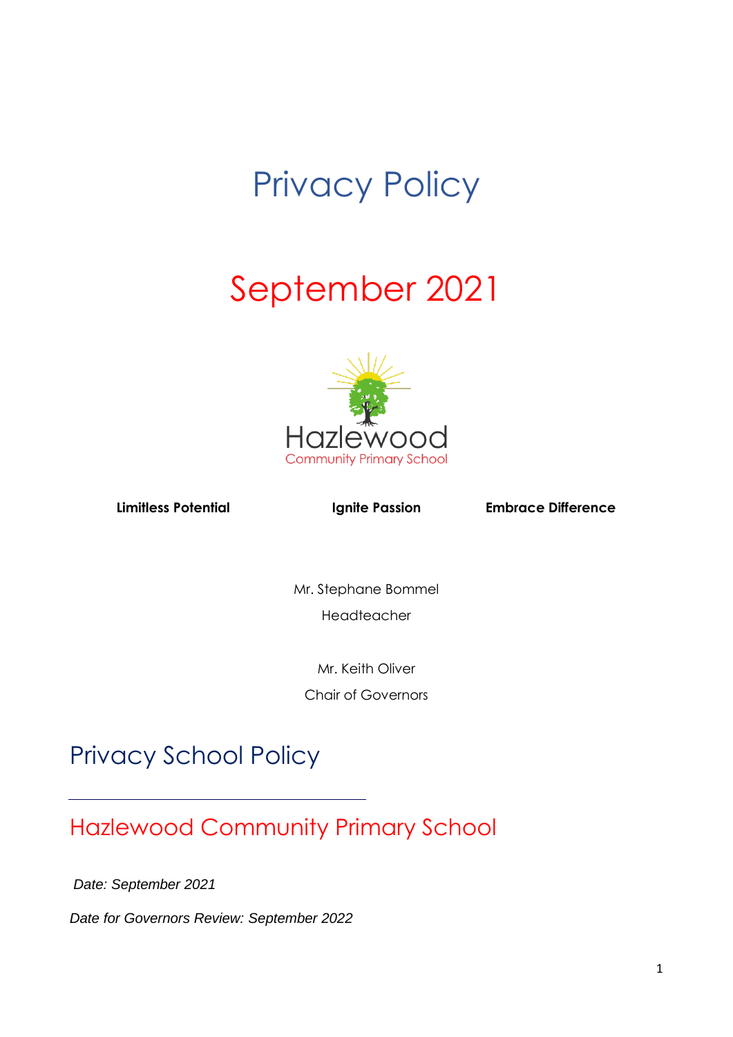# Privacy Policy

# September 2021

Hazlewood
Community Primary School

**Limitless Potential** **Ignite Passion** **Embrace Difference**

Mr. Stephane Bommel
Headteacher

Mr. Keith Oliver
Chair of Governors

## Privacy School Policy

---

## Hazlewood Community Primary School

*Date: September 2021*

*Date for Governors Review: September 2022*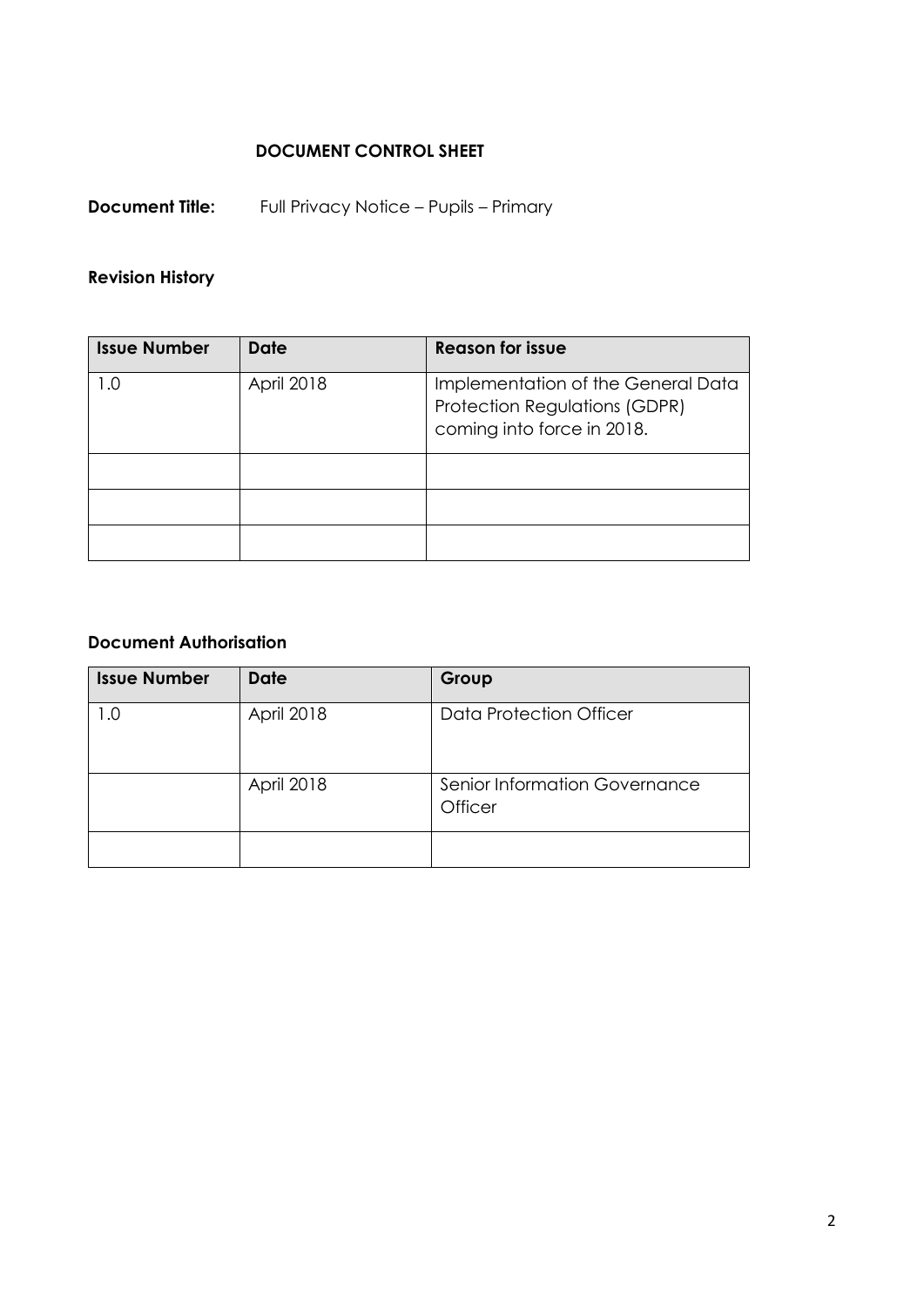## DOCUMENT CONTROL SHEET

**Document Title:** Full Privacy Notice – Pupils – Primary

**Revision History**

| Issue Number | Date | Reason for issue |
|---|---|---|
| 1.0 | April 2018 | Implementation of the General Data Protection Regulations (GDPR) coming into force in 2018. |
| | | |
| | | |
| | | |

**Document Authorisation**

| Issue Number | Date | Group |
|---|---|---|
| 1.0 | April 2018 | Data Protection Officer |
| | April 2018 | Senior Information Governance Officer |
| | | |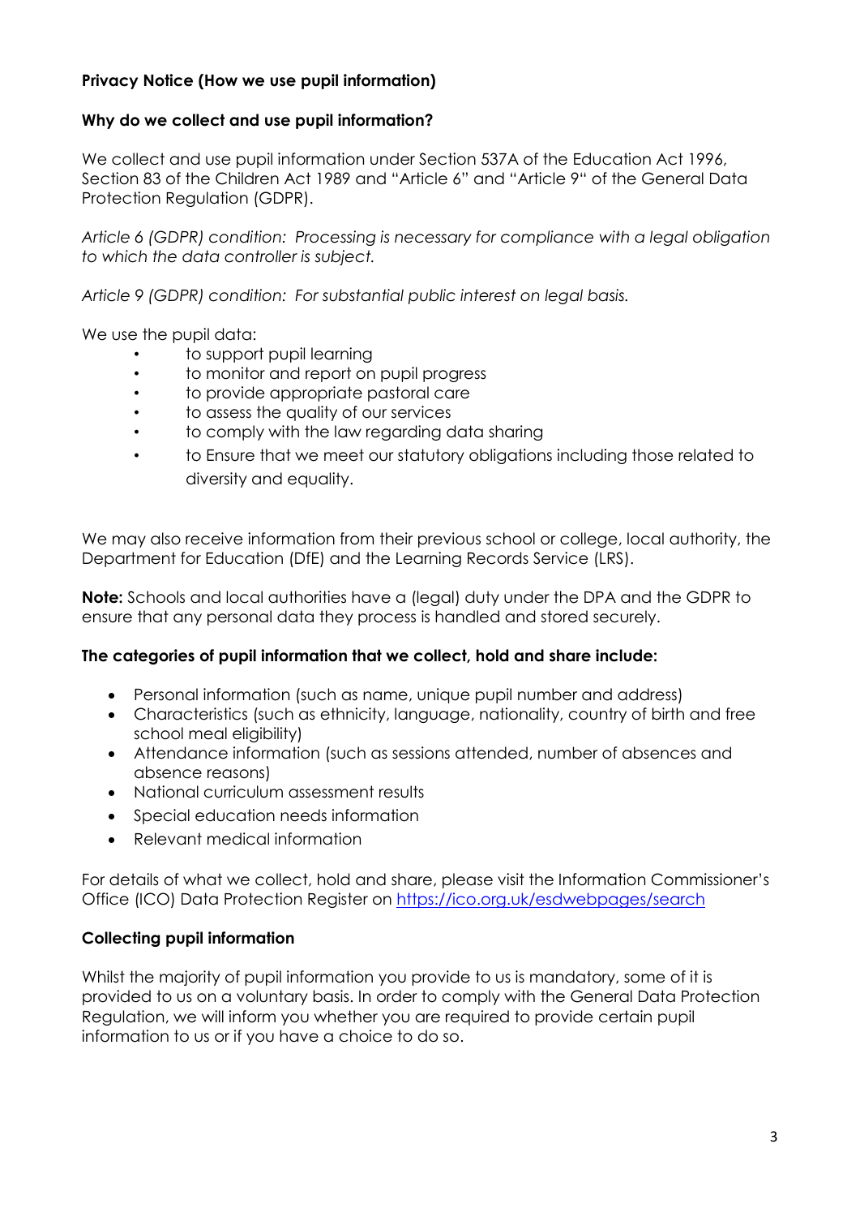**Privacy Notice (How we use pupil information)**

**Why do we collect and use pupil information?**

We collect and use pupil information under Section 537A of the Education Act 1996, Section 83 of the Children Act 1989 and "Article 6" and "Article 9" of the General Data Protection Regulation (GDPR).

*Article 6 (GDPR) condition: Processing is necessary for compliance with a legal obligation to which the data controller is subject.*

*Article 9 (GDPR) condition: For substantial public interest on legal basis.*

We use the pupil data:

- to support pupil learning
- to monitor and report on pupil progress
- to provide appropriate pastoral care
- to assess the quality of our services
- to comply with the law regarding data sharing
- to Ensure that we meet our statutory obligations including those related to diversity and equality.

We may also receive information from their previous school or college, local authority, the Department for Education (DfE) and the Learning Records Service (LRS).

**Note:** Schools and local authorities have a (legal) duty under the DPA and the GDPR to ensure that any personal data they process is handled and stored securely.

**The categories of pupil information that we collect, hold and share include:**

- Personal information (such as name, unique pupil number and address)
- Characteristics (such as ethnicity, language, nationality, country of birth and free school meal eligibility)
- Attendance information (such as sessions attended, number of absences and absence reasons)
- National curriculum assessment results
- Special education needs information
- Relevant medical information

For details of what we collect, hold and share, please visit the Information Commissioner's Office (ICO) Data Protection Register on https://ico.org.uk/esdwebpages/search

**Collecting pupil information**

Whilst the majority of pupil information you provide to us is mandatory, some of it is provided to us on a voluntary basis. In order to comply with the General Data Protection Regulation, we will inform you whether you are required to provide certain pupil information to us or if you have a choice to do so.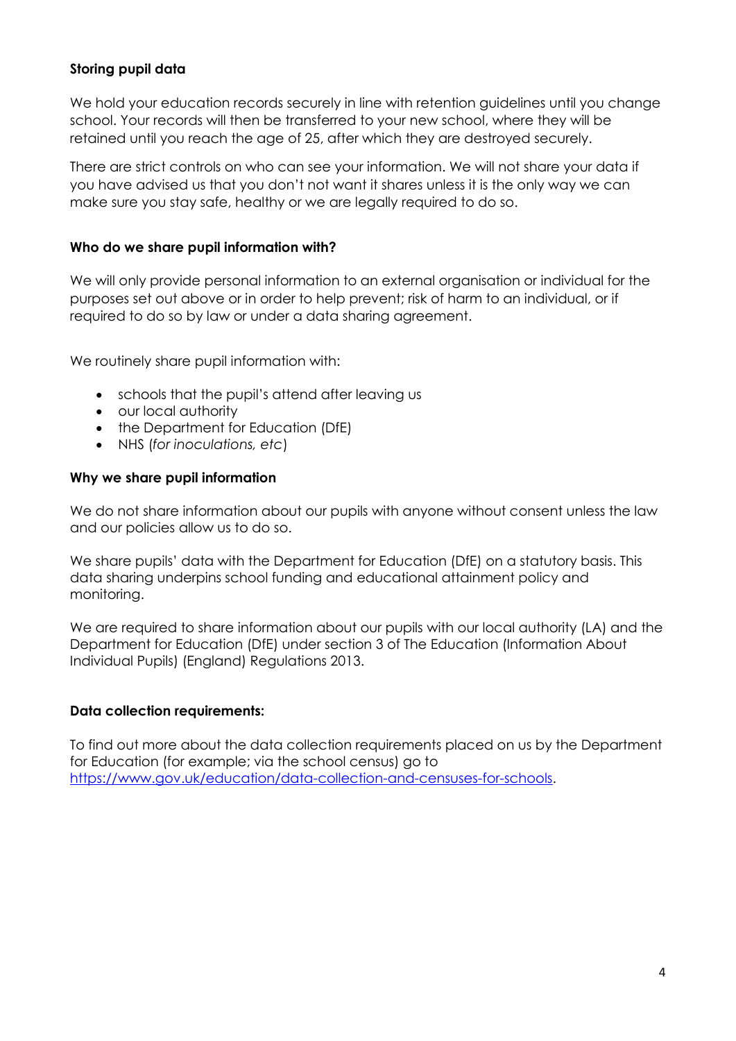**Storing pupil data**

We hold your education records securely in line with retention guidelines until you change school. Your records will then be transferred to your new school, where they will be retained until you reach the age of 25, after which they are destroyed securely.

There are strict controls on who can see your information. We will not share your data if you have advised us that you don't not want it shares unless it is the only way we can make sure you stay safe, healthy or we are legally required to do so.

**Who do we share pupil information with?**

We will only provide personal information to an external organisation or individual for the purposes set out above or in order to help prevent; risk of harm to an individual, or if required to do so by law or under a data sharing agreement.

We routinely share pupil information with:

- schools that the pupil's attend after leaving us
- our local authority
- the Department for Education (DfE)
- NHS (*for inoculations, etc*)

**Why we share pupil information**

We do not share information about our pupils with anyone without consent unless the law and our policies allow us to do so.

We share pupils' data with the Department for Education (DfE) on a statutory basis. This data sharing underpins school funding and educational attainment policy and monitoring.

We are required to share information about our pupils with our local authority (LA) and the Department for Education (DfE) under section 3 of The Education (Information About Individual Pupils) (England) Regulations 2013.

**Data collection requirements:**

To find out more about the data collection requirements placed on us by the Department for Education (for example; via the school census) go to https://www.gov.uk/education/data-collection-and-censuses-for-schools.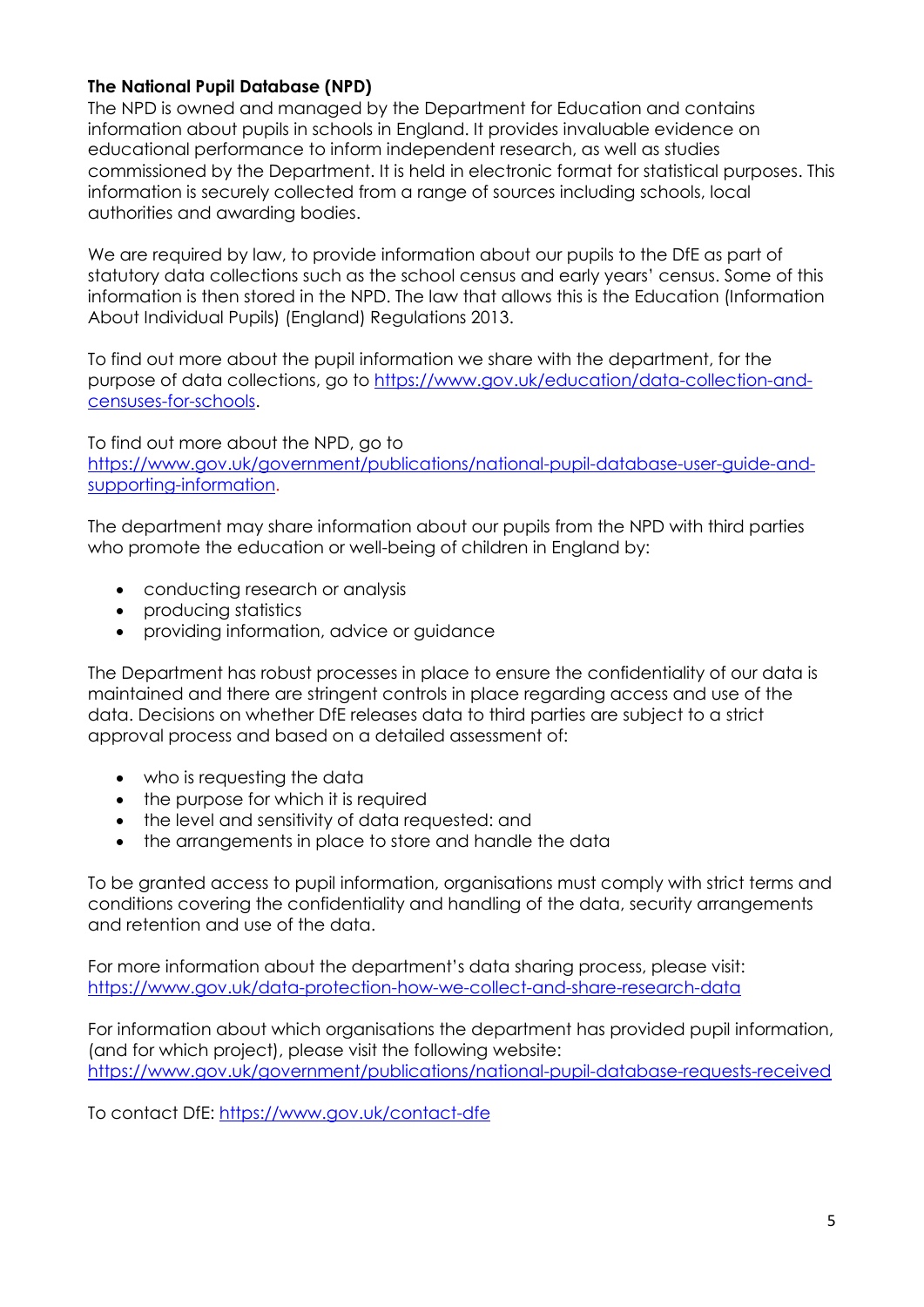**The National Pupil Database (NPD)**

The NPD is owned and managed by the Department for Education and contains information about pupils in schools in England. It provides invaluable evidence on educational performance to inform independent research, as well as studies commissioned by the Department. It is held in electronic format for statistical purposes. This information is securely collected from a range of sources including schools, local authorities and awarding bodies.

We are required by law, to provide information about our pupils to the DfE as part of statutory data collections such as the school census and early years' census. Some of this information is then stored in the NPD. The law that allows this is the Education (Information About Individual Pupils) (England) Regulations 2013.

To find out more about the pupil information we share with the department, for the purpose of data collections, go to https://www.gov.uk/education/data-collection-and-censuses-for-schools.

To find out more about the NPD, go to https://www.gov.uk/government/publications/national-pupil-database-user-guide-and-supporting-information.

The department may share information about our pupils from the NPD with third parties who promote the education or well-being of children in England by:

- conducting research or analysis
- producing statistics
- providing information, advice or guidance

The Department has robust processes in place to ensure the confidentiality of our data is maintained and there are stringent controls in place regarding access and use of the data. Decisions on whether DfE releases data to third parties are subject to a strict approval process and based on a detailed assessment of:

- who is requesting the data
- the purpose for which it is required
- the level and sensitivity of data requested: and
- the arrangements in place to store and handle the data

To be granted access to pupil information, organisations must comply with strict terms and conditions covering the confidentiality and handling of the data, security arrangements and retention and use of the data.

For more information about the department's data sharing process, please visit: https://www.gov.uk/data-protection-how-we-collect-and-share-research-data

For information about which organisations the department has provided pupil information, (and for which project), please visit the following website: https://www.gov.uk/government/publications/national-pupil-database-requests-received

To contact DfE: https://www.gov.uk/contact-dfe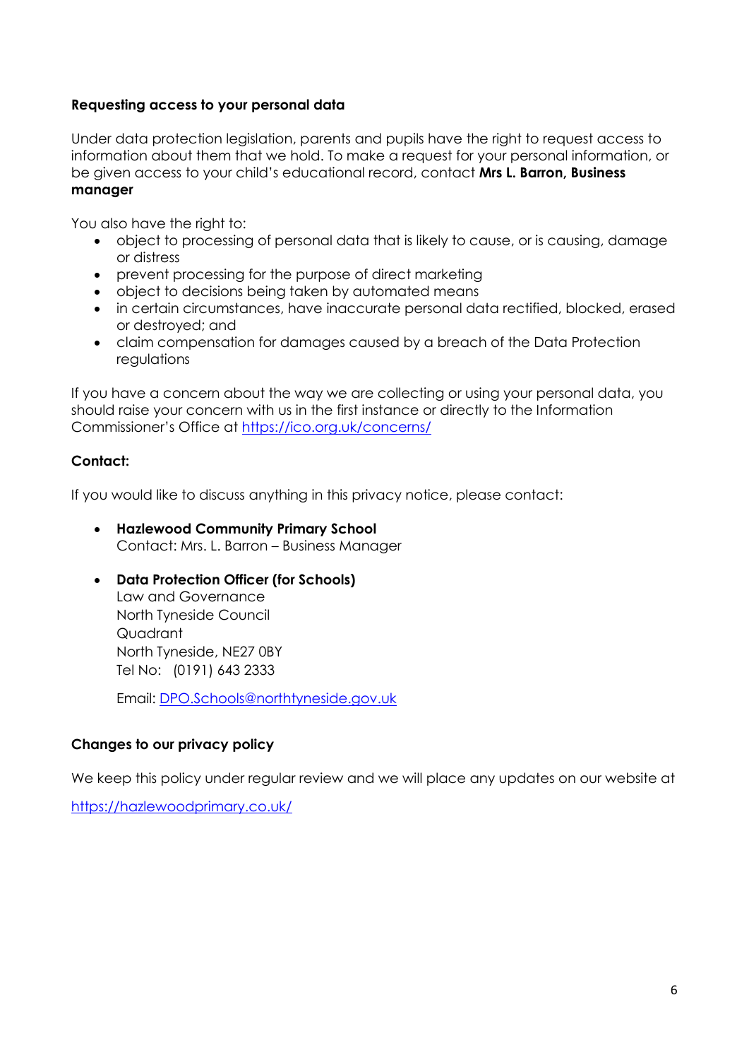**Requesting access to your personal data**

Under data protection legislation, parents and pupils have the right to request access to information about them that we hold. To make a request for your personal information, or be given access to your child's educational record, contact **Mrs L. Barron, Business manager**

You also have the right to:

- object to processing of personal data that is likely to cause, or is causing, damage or distress
- prevent processing for the purpose of direct marketing
- object to decisions being taken by automated means
- in certain circumstances, have inaccurate personal data rectified, blocked, erased or destroyed; and
- claim compensation for damages caused by a breach of the Data Protection regulations

If you have a concern about the way we are collecting or using your personal data, you should raise your concern with us in the first instance or directly to the Information Commissioner's Office at https://ico.org.uk/concerns/

**Contact:**

If you would like to discuss anything in this privacy notice, please contact:

- **Hazlewood Community Primary School**
  Contact: Mrs. L. Barron – Business Manager

- **Data Protection Officer (for Schools)**
  Law and Governance
  North Tyneside Council
  Quadrant
  North Tyneside, NE27 0BY
  Tel No: (0191) 643 2333

  Email: DPO.Schools@northtyneside.gov.uk

**Changes to our privacy policy**

We keep this policy under regular review and we will place any updates on our website at

https://hazlewoodprimary.co.uk/